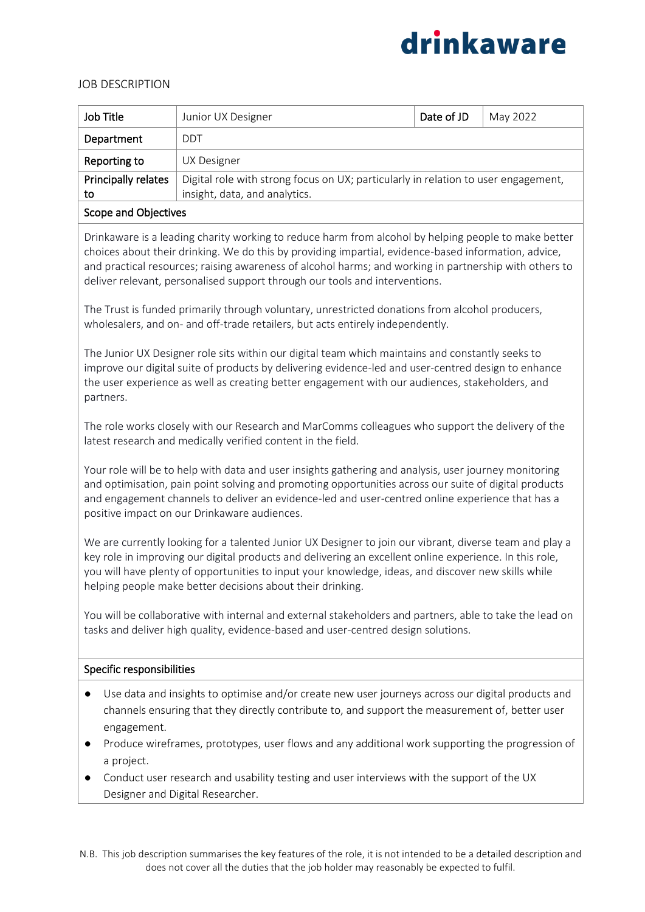drinkaware

JOB DESCRIPTION

| Job Title | Junior UX Designer | Date of JD | May 2022 |
| --- | --- | --- | --- |
| Department | DDT | | |
| Reporting to | UX Designer | | |
| Principally relates to | Digital role with strong focus on UX; particularly in relation to user engagement, insight, data, and analytics. | | |

## Scope and Objectives

Drinkaware is a leading charity working to reduce harm from alcohol by helping people to make better choices about their drinking. We do this by providing impartial, evidence-based information, advice, and practical resources; raising awareness of alcohol harms; and working in partnership with others to deliver relevant, personalised support through our tools and interventions.

The Trust is funded primarily through voluntary, unrestricted donations from alcohol producers, wholesalers, and on- and off-trade retailers, but acts entirely independently.

The Junior UX Designer role sits within our digital team which maintains and constantly seeks to improve our digital suite of products by delivering evidence-led and user-centred design to enhance the user experience as well as creating better engagement with our audiences, stakeholders, and partners.

The role works closely with our Research and MarComms colleagues who support the delivery of the latest research and medically verified content in the field.

Your role will be to help with data and user insights gathering and analysis, user journey monitoring and optimisation, pain point solving and promoting opportunities across our suite of digital products and engagement channels to deliver an evidence-led and user-centred online experience that has a positive impact on our Drinkaware audiences.

We are currently looking for a talented Junior UX Designer to join our vibrant, diverse team and play a key role in improving our digital products and delivering an excellent online experience. In this role, you will have plenty of opportunities to input your knowledge, ideas, and discover new skills while helping people make better decisions about their drinking.

You will be collaborative with internal and external stakeholders and partners, able to take the lead on tasks and deliver high quality, evidence-based and user-centred design solutions.

## Specific responsibilities

- Use data and insights to optimise and/or create new user journeys across our digital products and channels ensuring that they directly contribute to, and support the measurement of, better user engagement.
- Produce wireframes, prototypes, user flows and any additional work supporting the progression of a project.
- Conduct user research and usability testing and user interviews with the support of the UX Designer and Digital Researcher.

N.B. This job description summarises the key features of the role, it is not intended to be a detailed description and does not cover all the duties that the job holder may reasonably be expected to fulfil.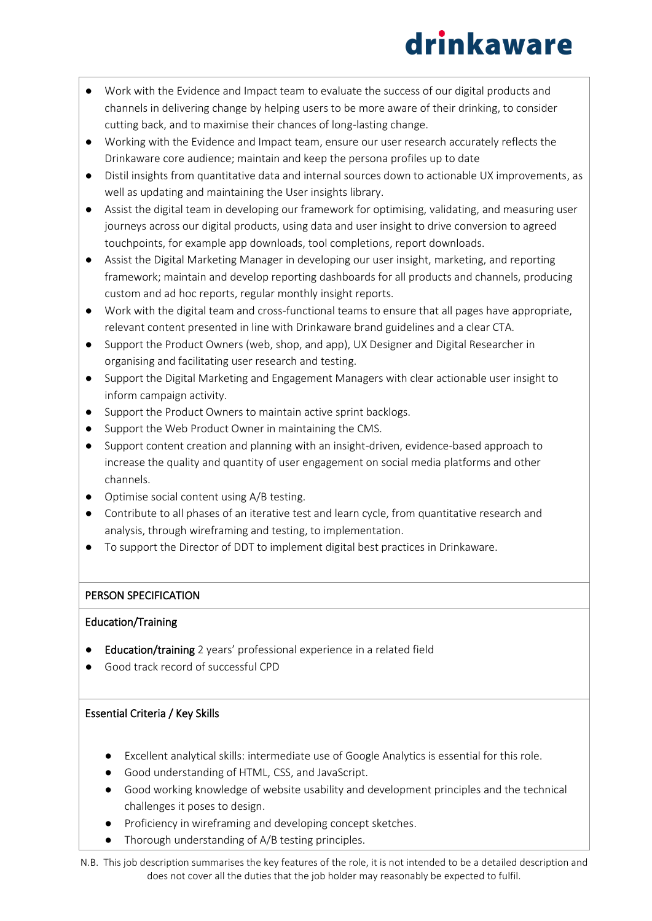- Work with the Evidence and Impact team to evaluate the success of our digital products and channels in delivering change by helping users to be more aware of their drinking, to consider cutting back, and to maximise their chances of long-lasting change.
- Working with the Evidence and Impact team, ensure our user research accurately reflects the Drinkaware core audience; maintain and keep the persona profiles up to date
- Distil insights from quantitative data and internal sources down to actionable UX improvements, as well as updating and maintaining the User insights library.
- Assist the digital team in developing our framework for optimising, validating, and measuring user journeys across our digital products, using data and user insight to drive conversion to agreed touchpoints, for example app downloads, tool completions, report downloads.
- Assist the Digital Marketing Manager in developing our user insight, marketing, and reporting framework; maintain and develop reporting dashboards for all products and channels, producing custom and ad hoc reports, regular monthly insight reports.
- Work with the digital team and cross-functional teams to ensure that all pages have appropriate, relevant content presented in line with Drinkaware brand guidelines and a clear CTA.
- Support the Product Owners (web, shop, and app), UX Designer and Digital Researcher in organising and facilitating user research and testing.
- Support the Digital Marketing and Engagement Managers with clear actionable user insight to inform campaign activity.
- Support the Product Owners to maintain active sprint backlogs.
- Support the Web Product Owner in maintaining the CMS.
- Support content creation and planning with an insight-driven, evidence-based approach to increase the quality and quantity of user engagement on social media platforms and other channels.
- Optimise social content using A/B testing.
- Contribute to all phases of an iterative test and learn cycle, from quantitative research and analysis, through wireframing and testing, to implementation.
- To support the Director of DDT to implement digital best practices in Drinkaware.

## PERSON SPECIFICATION

### Education/Training

- **Education/training** 2 years' professional experience in a related field
- Good track record of successful CPD

### Essential Criteria / Key Skills

- Excellent analytical skills: intermediate use of Google Analytics is essential for this role.
- Good understanding of HTML, CSS, and JavaScript.
- Good working knowledge of website usability and development principles and the technical challenges it poses to design.
- Proficiency in wireframing and developing concept sketches.
- Thorough understanding of A/B testing principles.

N.B. This job description summarises the key features of the role, it is not intended to be a detailed description and does not cover all the duties that the job holder may reasonably be expected to fulfil.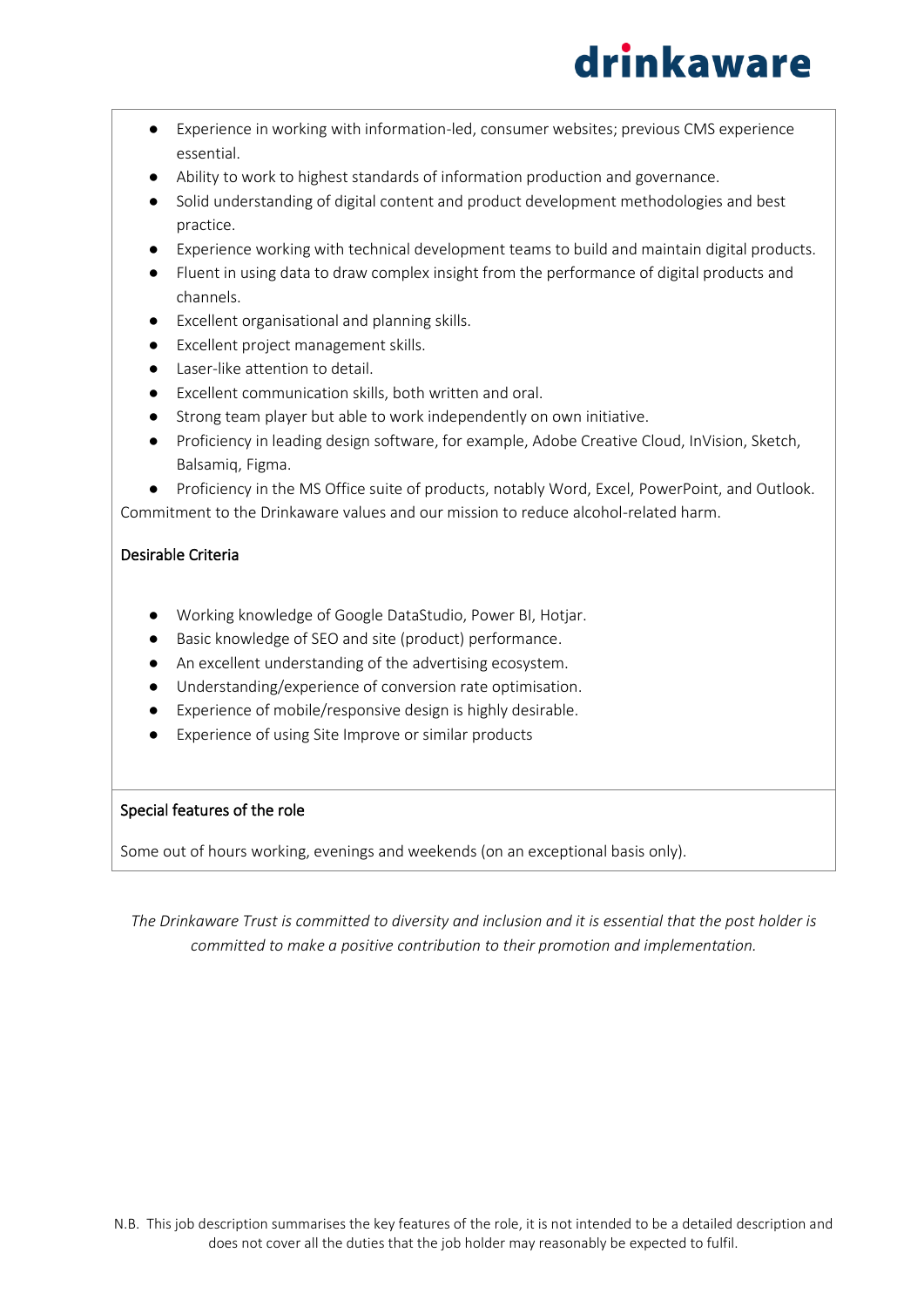- Experience in working with information-led, consumer websites; previous CMS experience essential.
- Ability to work to highest standards of information production and governance.
- Solid understanding of digital content and product development methodologies and best practice.
- Experience working with technical development teams to build and maintain digital products.
- Fluent in using data to draw complex insight from the performance of digital products and channels.
- Excellent organisational and planning skills.
- Excellent project management skills.
- Laser-like attention to detail.
- Excellent communication skills, both written and oral.
- Strong team player but able to work independently on own initiative.
- Proficiency in leading design software, for example, Adobe Creative Cloud, InVision, Sketch, Balsamiq, Figma.
- Proficiency in the MS Office suite of products, notably Word, Excel, PowerPoint, and Outlook.

Commitment to the Drinkaware values and our mission to reduce alcohol-related harm.

### Desirable Criteria

- Working knowledge of Google DataStudio, Power BI, Hotjar.
- Basic knowledge of SEO and site (product) performance.
- An excellent understanding of the advertising ecosystem.
- Understanding/experience of conversion rate optimisation.
- Experience of mobile/responsive design is highly desirable.
- Experience of using Site Improve or similar products

### Special features of the role

Some out of hours working, evenings and weekends (on an exceptional basis only).

*The Drinkaware Trust is committed to diversity and inclusion and it is essential that the post holder is committed to make a positive contribution to their promotion and implementation.*

N.B. This job description summarises the key features of the role, it is not intended to be a detailed description and does not cover all the duties that the job holder may reasonably be expected to fulfil.